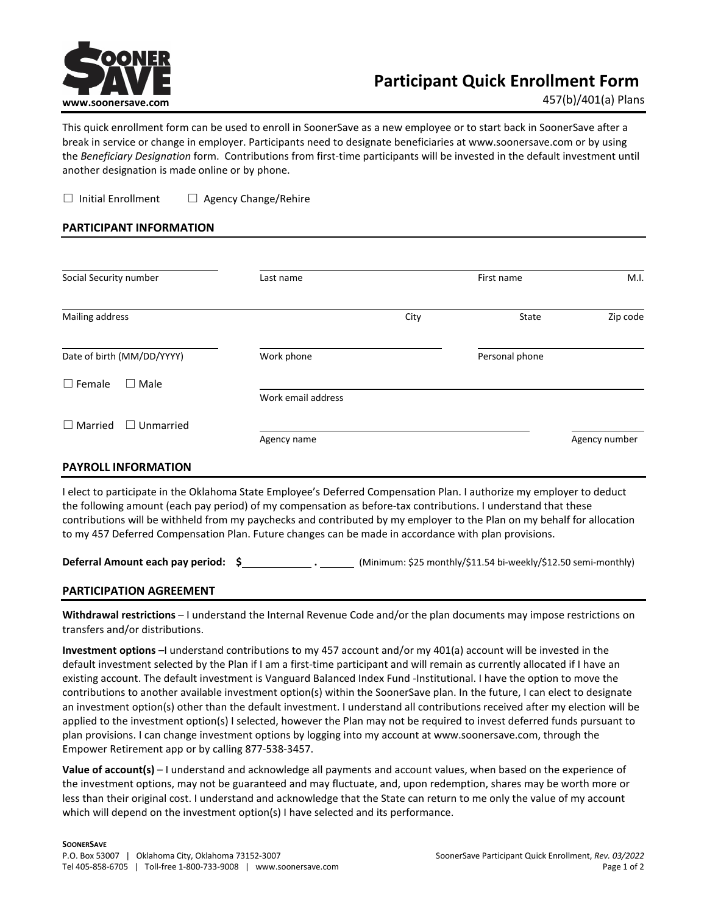**SOONER SAVE**
**www.soonersave.com**

# Participant Quick Enrollment Form

457(b)/401(a) Plans

This quick enrollment form can be used to enroll in SoonerSave as a new employee or to start back in SoonerSave after a break in service or change in employer. Participants need to designate beneficiaries at www.soonersave.com or by using the *Beneficiary Designation* form. Contributions from first-time participants will be invested in the default investment until another designation is made online or by phone.

☐ Initial Enrollment ☐ Agency Change/Rehire

## PARTICIPANT INFORMATION

| | | | |
|---|---|---|---|
| Social Security number | Last name | First name | M.I. |
| Mailing address | City | State | Zip code |
| Date of birth (MM/DD/YYYY) | Work phone | Personal phone | |
| ☐ Female ☐ Male | Work email address | | |
| ☐ Married ☐ Unmarried | Agency name | | Agency number |

## PAYROLL INFORMATION

I elect to participate in the Oklahoma State Employee's Deferred Compensation Plan. I authorize my employer to deduct the following amount (each pay period) of my compensation as before-tax contributions. I understand that these contributions will be withheld from my paychecks and contributed by my employer to the Plan on my behalf for allocation to my 457 Deferred Compensation Plan. Future changes can be made in accordance with plan provisions.

**Deferral Amount each pay period: $**\_\_\_\_\_\_\_\_ **.** \_\_\_\_ (Minimum: $25 monthly/$11.54 bi-weekly/$12.50 semi-monthly)

## PARTICIPATION AGREEMENT

**Withdrawal restrictions** – I understand the Internal Revenue Code and/or the plan documents may impose restrictions on transfers and/or distributions.

**Investment options** –I understand contributions to my 457 account and/or my 401(a) account will be invested in the default investment selected by the Plan if I am a first-time participant and will remain as currently allocated if I have an existing account. The default investment is Vanguard Balanced Index Fund -Institutional. I have the option to move the contributions to another available investment option(s) within the SoonerSave plan. In the future, I can elect to designate an investment option(s) other than the default investment. I understand all contributions received after my election will be applied to the investment option(s) I selected, however the Plan may not be required to invest deferred funds pursuant to plan provisions. I can change investment options by logging into my account at www.soonersave.com, through the Empower Retirement app or by calling 877-538-3457.

**Value of account(s)** – I understand and acknowledge all payments and account values, when based on the experience of the investment options, may not be guaranteed and may fluctuate, and, upon redemption, shares may be worth more or less than their original cost. I understand and acknowledge that the State can return to me only the value of my account which will depend on the investment option(s) I have selected and its performance.

**SOONERSAVE**
P.O. Box 53007 | Oklahoma City, Oklahoma 73152-3007
Tel 405-858-6705 | Toll-free 1-800-733-9008 | www.soonersave.com

SoonerSave Participant Quick Enrollment, *Rev. 03/2022*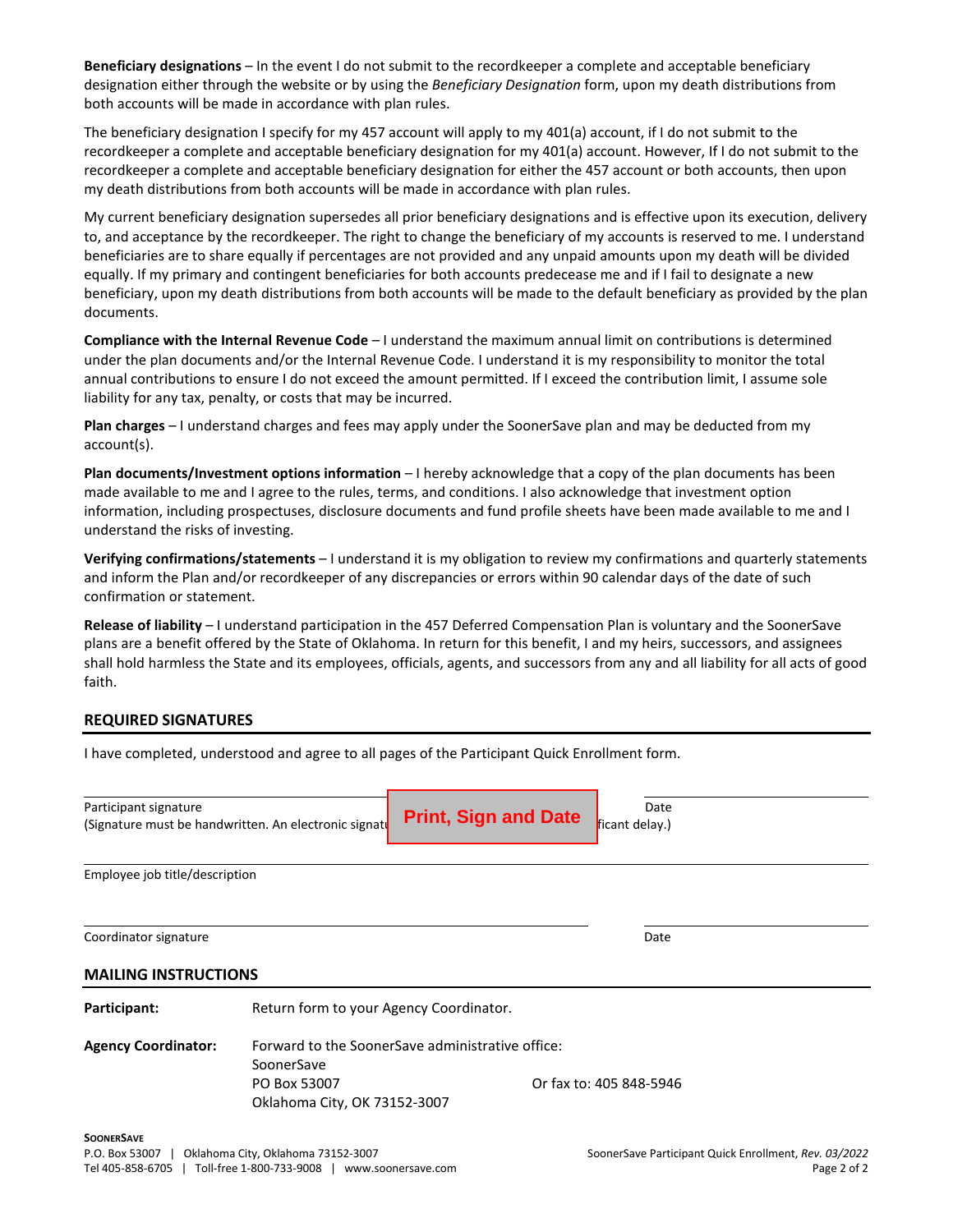**Beneficiary designations** – In the event I do not submit to the recordkeeper a complete and acceptable beneficiary designation either through the website or by using the *Beneficiary Designation* form, upon my death distributions from both accounts will be made in accordance with plan rules.

The beneficiary designation I specify for my 457 account will apply to my 401(a) account, if I do not submit to the recordkeeper a complete and acceptable beneficiary designation for my 401(a) account. However, If I do not submit to the recordkeeper a complete and acceptable beneficiary designation for either the 457 account or both accounts, then upon my death distributions from both accounts will be made in accordance with plan rules.

My current beneficiary designation supersedes all prior beneficiary designations and is effective upon its execution, delivery to, and acceptance by the recordkeeper. The right to change the beneficiary of my accounts is reserved to me. I understand beneficiaries are to share equally if percentages are not provided and any unpaid amounts upon my death will be divided equally. If my primary and contingent beneficiaries for both accounts predecease me and if I fail to designate a new beneficiary, upon my death distributions from both accounts will be made to the default beneficiary as provided by the plan documents.

**Compliance with the Internal Revenue Code** – I understand the maximum annual limit on contributions is determined under the plan documents and/or the Internal Revenue Code. I understand it is my responsibility to monitor the total annual contributions to ensure I do not exceed the amount permitted. If I exceed the contribution limit, I assume sole liability for any tax, penalty, or costs that may be incurred.

**Plan charges** – I understand charges and fees may apply under the SoonerSave plan and may be deducted from my account(s).

**Plan documents/Investment options information** – I hereby acknowledge that a copy of the plan documents has been made available to me and I agree to the rules, terms, and conditions. I also acknowledge that investment option information, including prospectuses, disclosure documents and fund profile sheets have been made available to me and I understand the risks of investing.

**Verifying confirmations/statements** – I understand it is my obligation to review my confirmations and quarterly statements and inform the Plan and/or recordkeeper of any discrepancies or errors within 90 calendar days of the date of such confirmation or statement.

**Release of liability** – I understand participation in the 457 Deferred Compensation Plan is voluntary and the SoonerSave plans are a benefit offered by the State of Oklahoma. In return for this benefit, I and my heirs, successors, and assignees shall hold harmless the State and its employees, officials, agents, and successors from any and all liability for all acts of good faith.

## REQUIRED SIGNATURES

I have completed, understood and agree to all pages of the Participant Quick Enrollment form.

Participant signature
(Signature must be handwritten. An electronic signat[...]ficant delay.)

**Print, Sign and Date**

Date

Employee job title/description

Coordinator signature

Date

## MAILING INSTRUCTIONS

**Participant:** Return form to your Agency Coordinator.

**Agency Coordinator:** Forward to the SoonerSave administrative office:
SoonerSave
PO Box 53007
Oklahoma City, OK 73152-3007

Or fax to: 405 848-5946

**SOONERSAVE**
P.O. Box 53007 | Oklahoma City, Oklahoma 73152-3007
Tel 405-858-6705 | Toll-free 1-800-733-9008 | www.soonersave.com

SoonerSave Participant Quick Enrollment, *Rev. 03/2022*